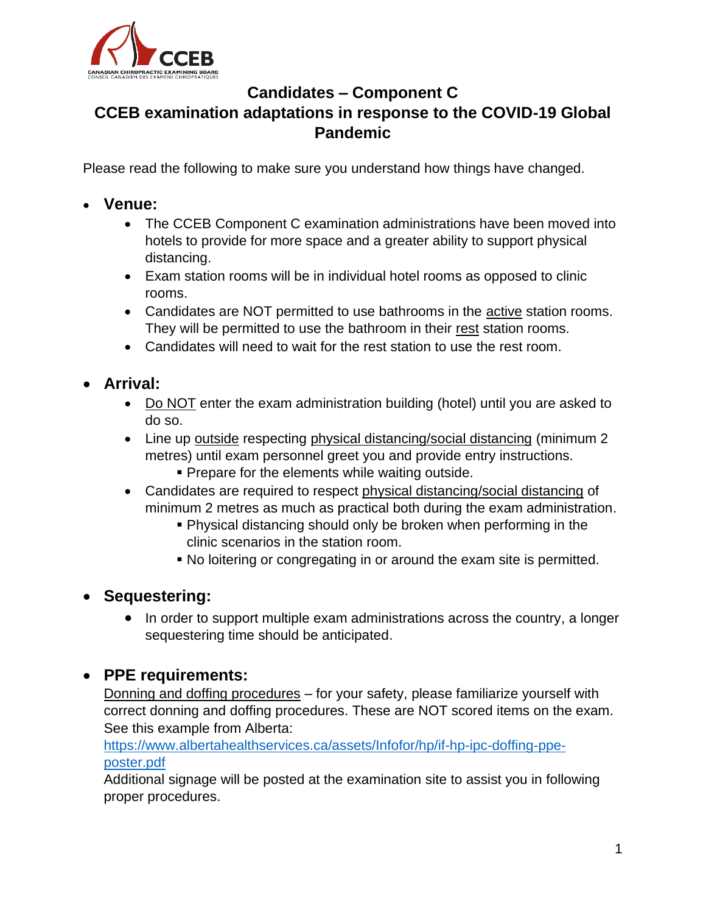# Candidates – Component C

## CCEB examination adaptations in response to the COVID-19 Global Pandemic

Please read the following to make sure you understand how things have changed.

- **Venue:**
  - The CCEB Component C examination administrations have been moved into hotels to provide for more space and a greater ability to support physical distancing.
  - Exam station rooms will be in individual hotel rooms as opposed to clinic rooms.
  - Candidates are NOT permitted to use bathrooms in the active station rooms. They will be permitted to use the bathroom in their rest station rooms.
  - Candidates will need to wait for the rest station to use the rest room.

- **Arrival:**
  - Do NOT enter the exam administration building (hotel) until you are asked to do so.
  - Line up outside respecting physical distancing/social distancing (minimum 2 metres) until exam personnel greet you and provide entry instructions.
    - Prepare for the elements while waiting outside.
  - Candidates are required to respect physical distancing/social distancing of minimum 2 metres as much as practical both during the exam administration.
    - Physical distancing should only be broken when performing in the clinic scenarios in the station room.
    - No loitering or congregating in or around the exam site is permitted.

- **Sequestering:**
  - In order to support multiple exam administrations across the country, a longer sequestering time should be anticipated.

- **PPE requirements:**

  Donning and doffing procedures – for your safety, please familiarize yourself with correct donning and doffing procedures. These are NOT scored items on the exam. See this example from Alberta:
  https://www.albertahealthservices.ca/assets/Infofor/hp/if-hp-ipc-doffing-ppe-poster.pdf
  Additional signage will be posted at the examination site to assist you in following proper procedures.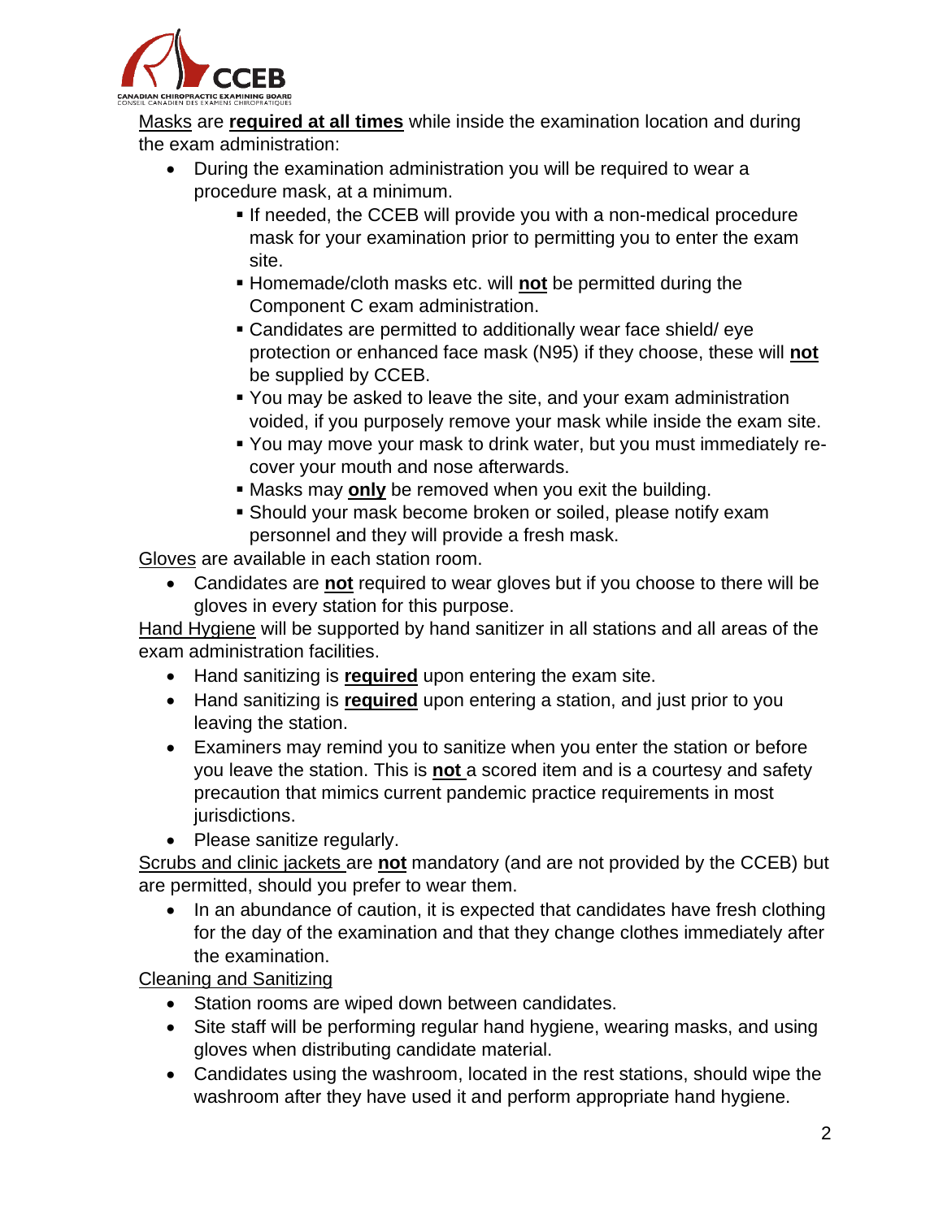<u>Masks</u> are **<u>required at all times</u>** while inside the examination location and during the exam administration:

- During the examination administration you will be required to wear a procedure mask, at a minimum.
    - If needed, the CCEB will provide you with a non-medical procedure mask for your examination prior to permitting you to enter the exam site.
    - Homemade/cloth masks etc. will **<u>not</u>** be permitted during the Component C exam administration.
    - Candidates are permitted to additionally wear face shield/ eye protection or enhanced face mask (N95) if they choose, these will **<u>not</u>** be supplied by CCEB.
    - You may be asked to leave the site, and your exam administration voided, if you purposely remove your mask while inside the exam site.
    - You may move your mask to drink water, but you must immediately re-cover your mouth and nose afterwards.
    - Masks may **<u>only</u>** be removed when you exit the building.
    - Should your mask become broken or soiled, please notify exam personnel and they will provide a fresh mask.

<u>Gloves</u> are available in each station room.

- Candidates are **<u>not</u>** required to wear gloves but if you choose to there will be gloves in every station for this purpose.

<u>Hand Hygiene</u> will be supported by hand sanitizer in all stations and all areas of the exam administration facilities.

- Hand sanitizing is **<u>required</u>** upon entering the exam site.
- Hand sanitizing is **<u>required</u>** upon entering a station, and just prior to you leaving the station.
- Examiners may remind you to sanitize when you enter the station or before you leave the station. This is **<u>not</u>** a scored item and is a courtesy and safety precaution that mimics current pandemic practice requirements in most jurisdictions.
- Please sanitize regularly.

<u>Scrubs and clinic jackets</u> are **<u>not</u>** mandatory (and are not provided by the CCEB) but are permitted, should you prefer to wear them.

- In an abundance of caution, it is expected that candidates have fresh clothing for the day of the examination and that they change clothes immediately after the examination.

<u>Cleaning and Sanitizing</u>

- Station rooms are wiped down between candidates.
- Site staff will be performing regular hand hygiene, wearing masks, and using gloves when distributing candidate material.
- Candidates using the washroom, located in the rest stations, should wipe the washroom after they have used it and perform appropriate hand hygiene.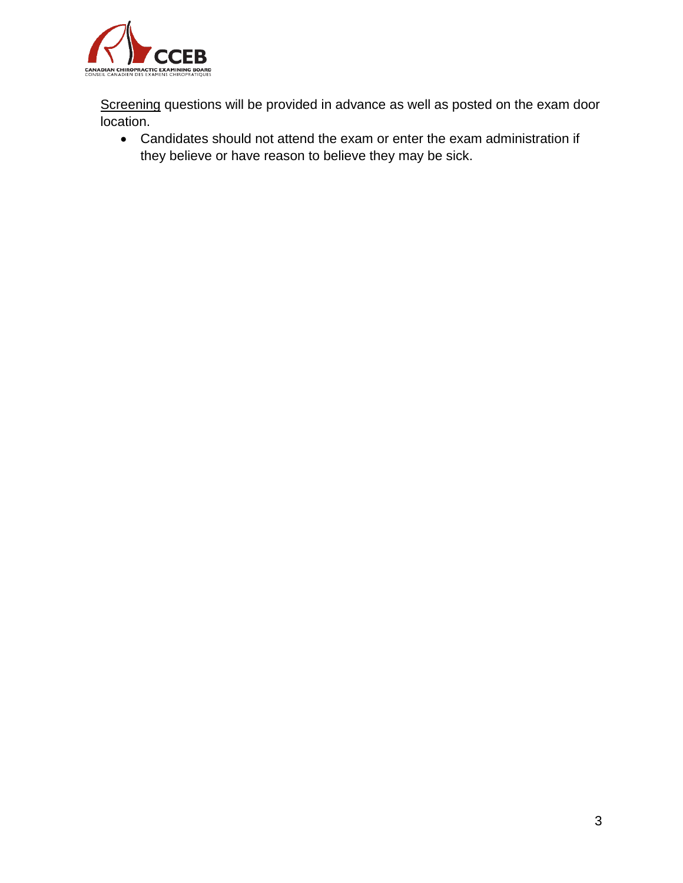Screening questions will be provided in advance as well as posted on the exam door location.

- Candidates should not attend the exam or enter the exam administration if they believe or have reason to believe they may be sick.